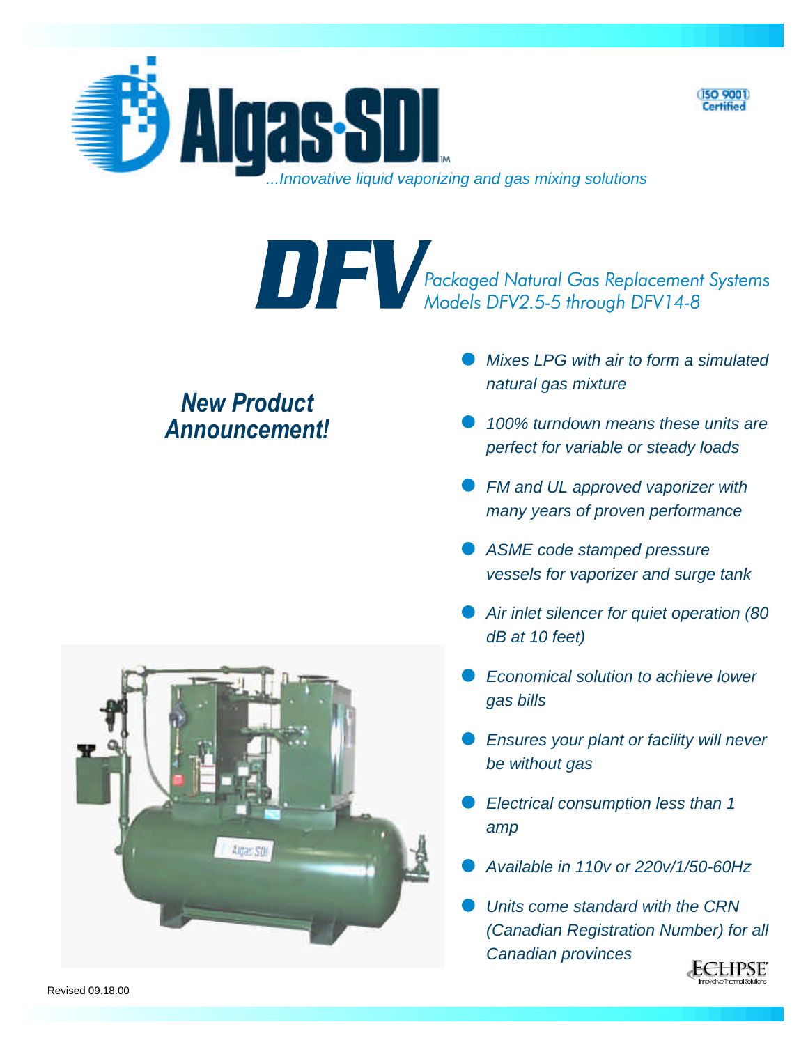# Algas-SDI

*...Innovative liquid vaporizing and gas mixing solutions*

ISO 9001 Certified

# DFV

*Packaged Natural Gas Replacement Systems*
*Models DFV2.5-5 through DFV14-8*

## *New Product Announcement!*

- *Mixes LPG with air to form a simulated natural gas mixture*
- *100% turndown means these units are perfect for variable or steady loads*
- *FM and UL approved vaporizer with many years of proven performance*
- *ASME code stamped pressure vessels for vaporizer and surge tank*
- *Air inlet silencer for quiet operation (80 dB at 10 feet)*
- *Economical solution to achieve lower gas bills*
- *Ensures your plant or facility will never be without gas*
- *Electrical consumption less than 1 amp*
- *Available in 110v or 220v/1/50-60Hz*
- *Units come standard with the CRN (Canadian Registration Number) for all Canadian provinces*

ECLIPSE
Innovative Thermal Solutions

Revised 09.18.00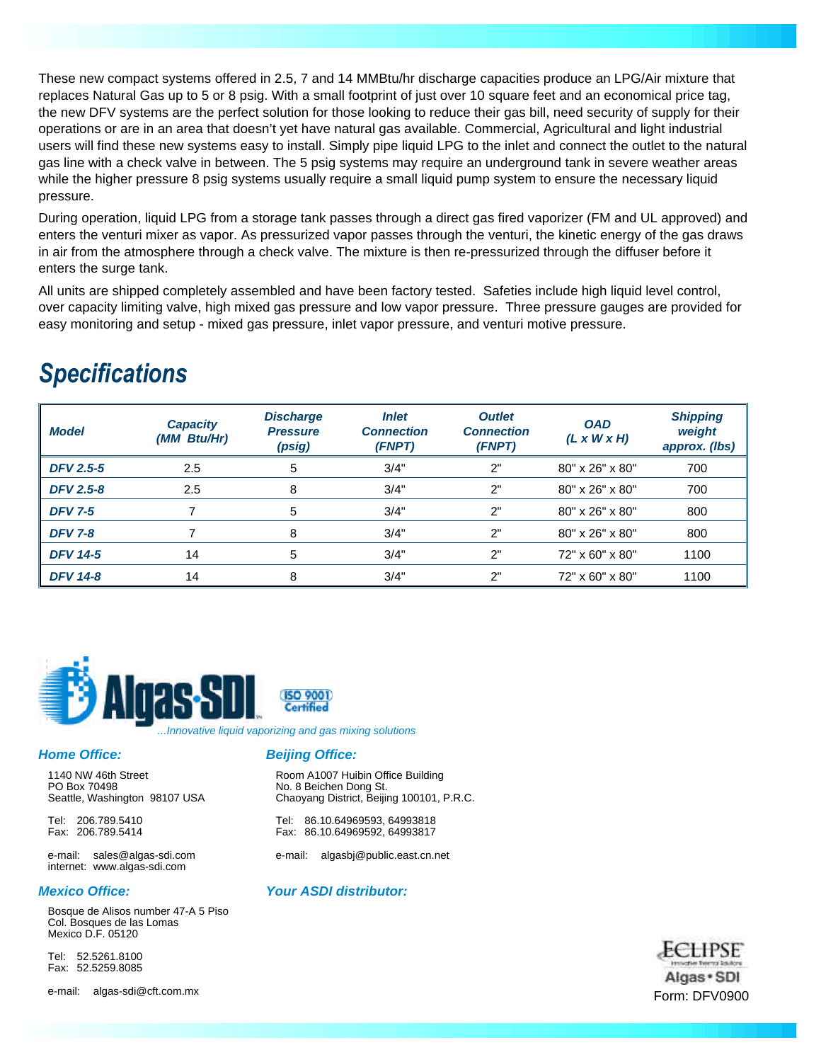These new compact systems offered in 2.5, 7 and 14 MMBtu/hr discharge capacities produce an LPG/Air mixture that replaces Natural Gas up to 5 or 8 psig. With a small footprint of just over 10 square feet and an economical price tag, the new DFV systems are the perfect solution for those looking to reduce their gas bill, need security of supply for their operations or are in an area that doesn't yet have natural gas available. Commercial, Agricultural and light industrial users will find these new systems easy to install. Simply pipe liquid LPG to the inlet and connect the outlet to the natural gas line with a check valve in between. The 5 psig systems may require an underground tank in severe weather areas while the higher pressure 8 psig systems usually require a small liquid pump system to ensure the necessary liquid pressure.

During operation, liquid LPG from a storage tank passes through a direct gas fired vaporizer (FM and UL approved) and enters the venturi mixer as vapor. As pressurized vapor passes through the venturi, the kinetic energy of the gas draws in air from the atmosphere through a check valve. The mixture is then re-pressurized through the diffuser before it enters the surge tank.

All units are shipped completely assembled and have been factory tested. Safeties include high liquid level control, over capacity limiting valve, high mixed gas pressure and low vapor pressure. Three pressure gauges are provided for easy monitoring and setup - mixed gas pressure, inlet vapor pressure, and venturi motive pressure.

## Specifications

| Model | Capacity (MM Btu/Hr) | Discharge Pressure (psig) | Inlet Connection (FNPT) | Outlet Connection (FNPT) | OAD (L x W x H) | Shipping weight approx. (lbs) |
|---|---|---|---|---|---|---|
| DFV 2.5-5 | 2.5 | 5 | 3/4" | 2" | 80" x 26" x 80" | 700 |
| DFV 2.5-8 | 2.5 | 8 | 3/4" | 2" | 80" x 26" x 80" | 700 |
| DFV 7-5 | 7 | 5 | 3/4" | 2" | 80" x 26" x 80" | 800 |
| DFV 7-8 | 7 | 8 | 3/4" | 2" | 80" x 26" x 80" | 800 |
| DFV 14-5 | 14 | 5 | 3/4" | 2" | 72" x 60" x 80" | 1100 |
| DFV 14-8 | 14 | 8 | 3/4" | 2" | 72" x 60" x 80" | 1100 |

Algas-SDI ISO 9001 Certified

*...Innovative liquid vaporizing and gas mixing solutions*

### Home Office:

1140 NW 46th Street
PO Box 70498
Seattle, Washington 98107 USA

Tel: 206.789.5410
Fax: 206.789.5414

e-mail: sales@algas-sdi.com
internet: www.algas-sdi.com

### Beijing Office:

Room A1007 Huibin Office Building
No. 8 Beichen Dong St.
Chaoyang District, Beijing 100101, P.R.C.

Tel: 86.10.64969593, 64993818
Fax: 86.10.64969592, 64993817

e-mail: algasbj@public.east.cn.net

### Mexico Office:

Bosque de Alisos number 47-A 5 Piso
Col. Bosques de las Lomas
Mexico D.F. 05120

Tel: 52.5261.8100
Fax: 52.5259.8085

e-mail: algas-sdi@cft.com.mx

### Your ASDI distributor:

ECLIPSE Innovative Thermal Solutions
Algas • SDI

Form: DFV0900